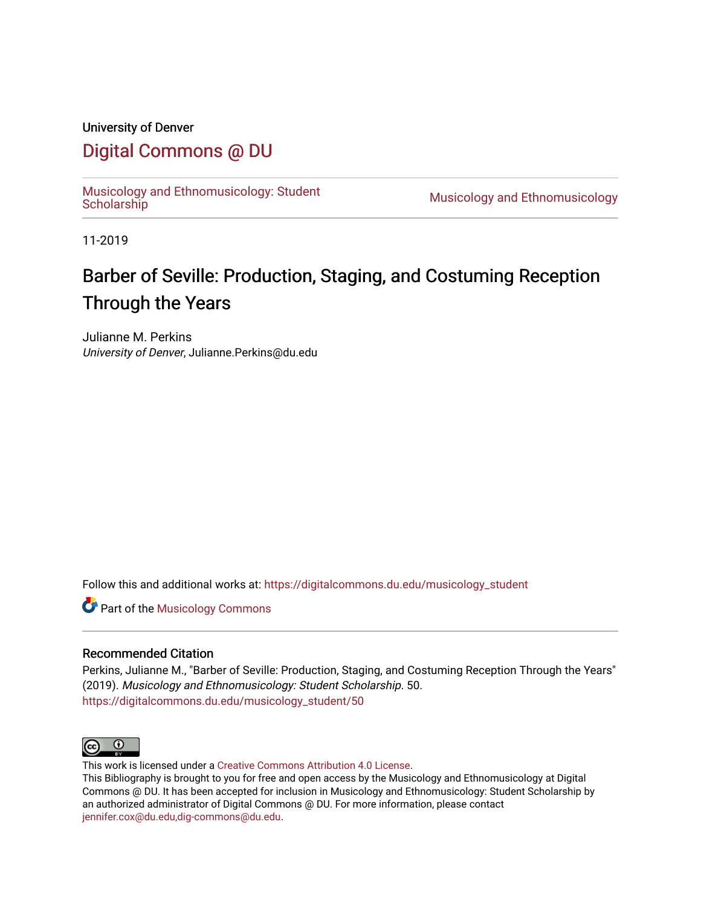University of Denver

# Digital Commons @ DU

Musicology and Ethnomusicology: Student Scholarship | Musicology and Ethnomusicology

11-2019

## Barber of Seville: Production, Staging, and Costuming Reception Through the Years

Julianne M. Perkins
*University of Denver*, Julianne.Perkins@du.edu

Follow this and additional works at: https://digitalcommons.du.edu/musicology_student

Part of the Musicology Commons

### Recommended Citation

Perkins, Julianne M., "Barber of Seville: Production, Staging, and Costuming Reception Through the Years" (2019). *Musicology and Ethnomusicology: Student Scholarship*. 50.
https://digitalcommons.du.edu/musicology_student/50

This work is licensed under a Creative Commons Attribution 4.0 License.
This Bibliography is brought to you for free and open access by the Musicology and Ethnomusicology at Digital Commons @ DU. It has been accepted for inclusion in Musicology and Ethnomusicology: Student Scholarship by an authorized administrator of Digital Commons @ DU. For more information, please contact jennifer.cox@du.edu,dig-commons@du.edu.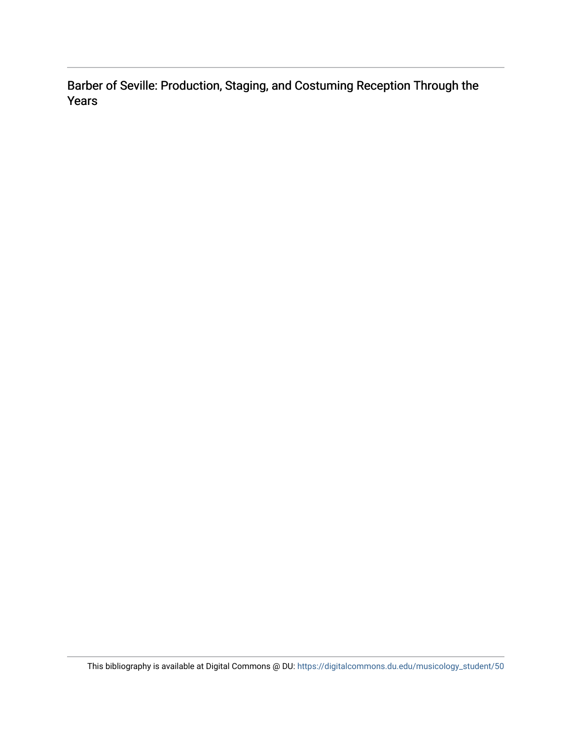Barber of Seville: Production, Staging, and Costuming Reception Through the Years

This bibliography is available at Digital Commons @ DU: https://digitalcommons.du.edu/musicology_student/50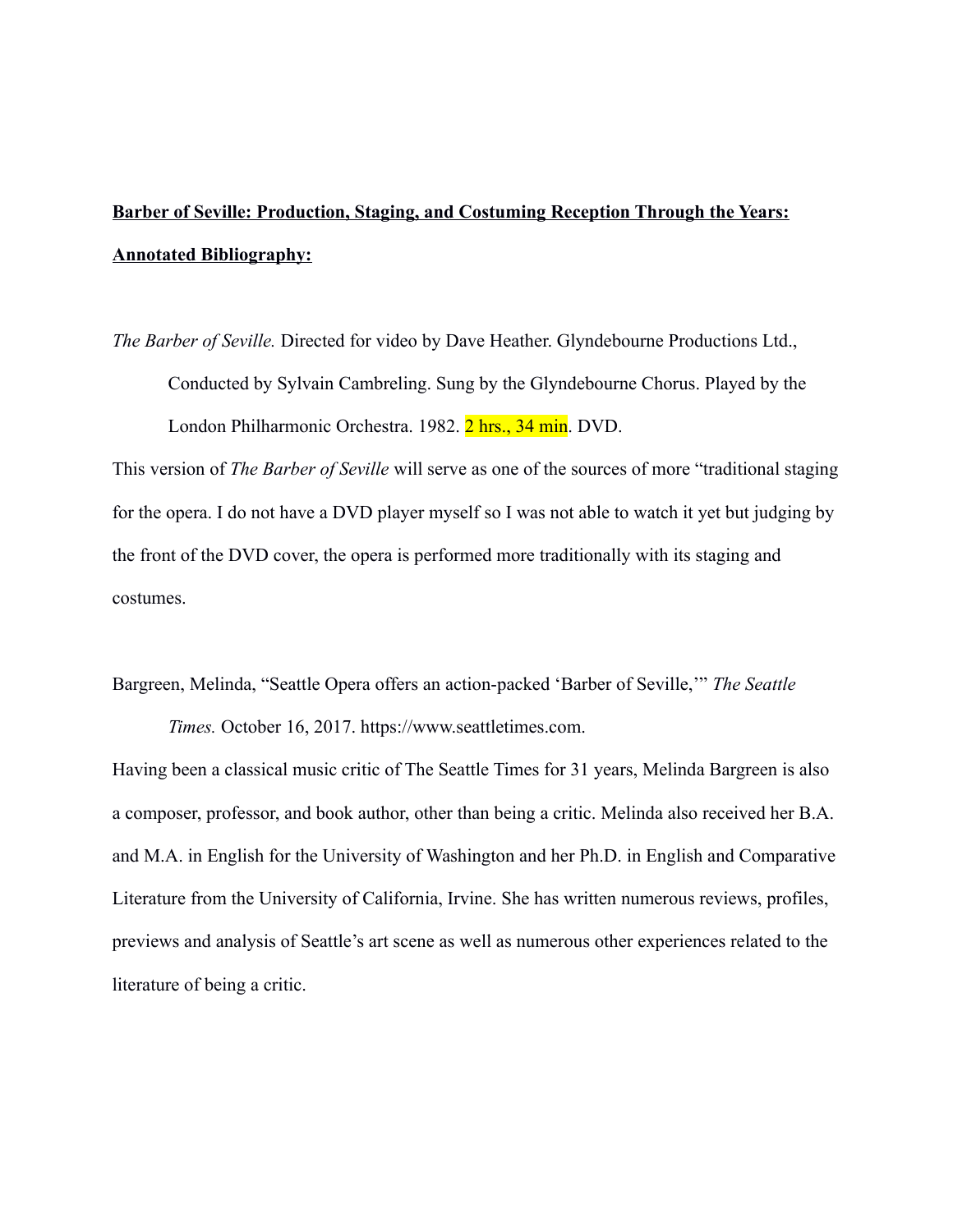**Barber of Seville: Production, Staging, and Costuming Reception Through the Years: Annotated Bibliography:**

*The Barber of Seville.* Directed for video by Dave Heather. Glyndebourne Productions Ltd., Conducted by Sylvain Cambreling. Sung by the Glyndebourne Chorus. Played by the London Philharmonic Orchestra. 1982. 2 hrs., 34 min. DVD.

This version of *The Barber of Seville* will serve as one of the sources of more "traditional staging for the opera. I do not have a DVD player myself so I was not able to watch it yet but judging by the front of the DVD cover, the opera is performed more traditionally with its staging and costumes.

Bargreen, Melinda, "Seattle Opera offers an action-packed 'Barber of Seville,'" *The Seattle Times.* October 16, 2017. https://www.seattletimes.com.

Having been a classical music critic of The Seattle Times for 31 years, Melinda Bargreen is also a composer, professor, and book author, other than being a critic. Melinda also received her B.A. and M.A. in English for the University of Washington and her Ph.D. in English and Comparative Literature from the University of California, Irvine. She has written numerous reviews, profiles, previews and analysis of Seattle's art scene as well as numerous other experiences related to the literature of being a critic.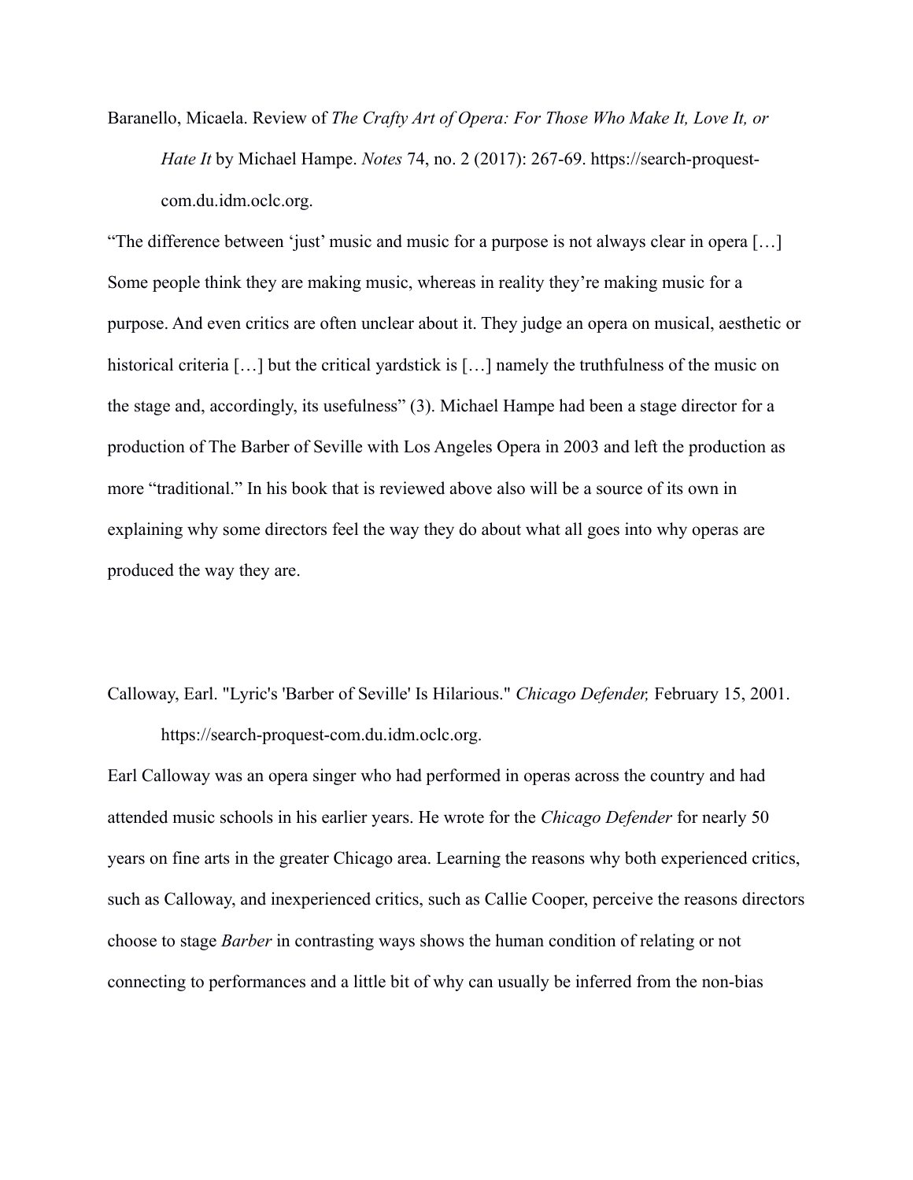Baranello, Micaela. Review of *The Crafty Art of Opera: For Those Who Make It, Love It, or Hate It* by Michael Hampe. *Notes* 74, no. 2 (2017): 267-69. https://search-proquest-com.du.idm.oclc.org.

"The difference between 'just' music and music for a purpose is not always clear in opera […] Some people think they are making music, whereas in reality they're making music for a purpose. And even critics are often unclear about it. They judge an opera on musical, aesthetic or historical criteria […] but the critical yardstick is […] namely the truthfulness of the music on the stage and, accordingly, its usefulness" (3). Michael Hampe had been a stage director for a production of The Barber of Seville with Los Angeles Opera in 2003 and left the production as more "traditional." In his book that is reviewed above also will be a source of its own in explaining why some directors feel the way they do about what all goes into why operas are produced the way they are.

Calloway, Earl. "Lyric's 'Barber of Seville' Is Hilarious." *Chicago Defender,* February 15, 2001. https://search-proquest-com.du.idm.oclc.org.

Earl Calloway was an opera singer who had performed in operas across the country and had attended music schools in his earlier years. He wrote for the *Chicago Defender* for nearly 50 years on fine arts in the greater Chicago area. Learning the reasons why both experienced critics, such as Calloway, and inexperienced critics, such as Callie Cooper, perceive the reasons directors choose to stage *Barber* in contrasting ways shows the human condition of relating or not connecting to performances and a little bit of why can usually be inferred from the non-bias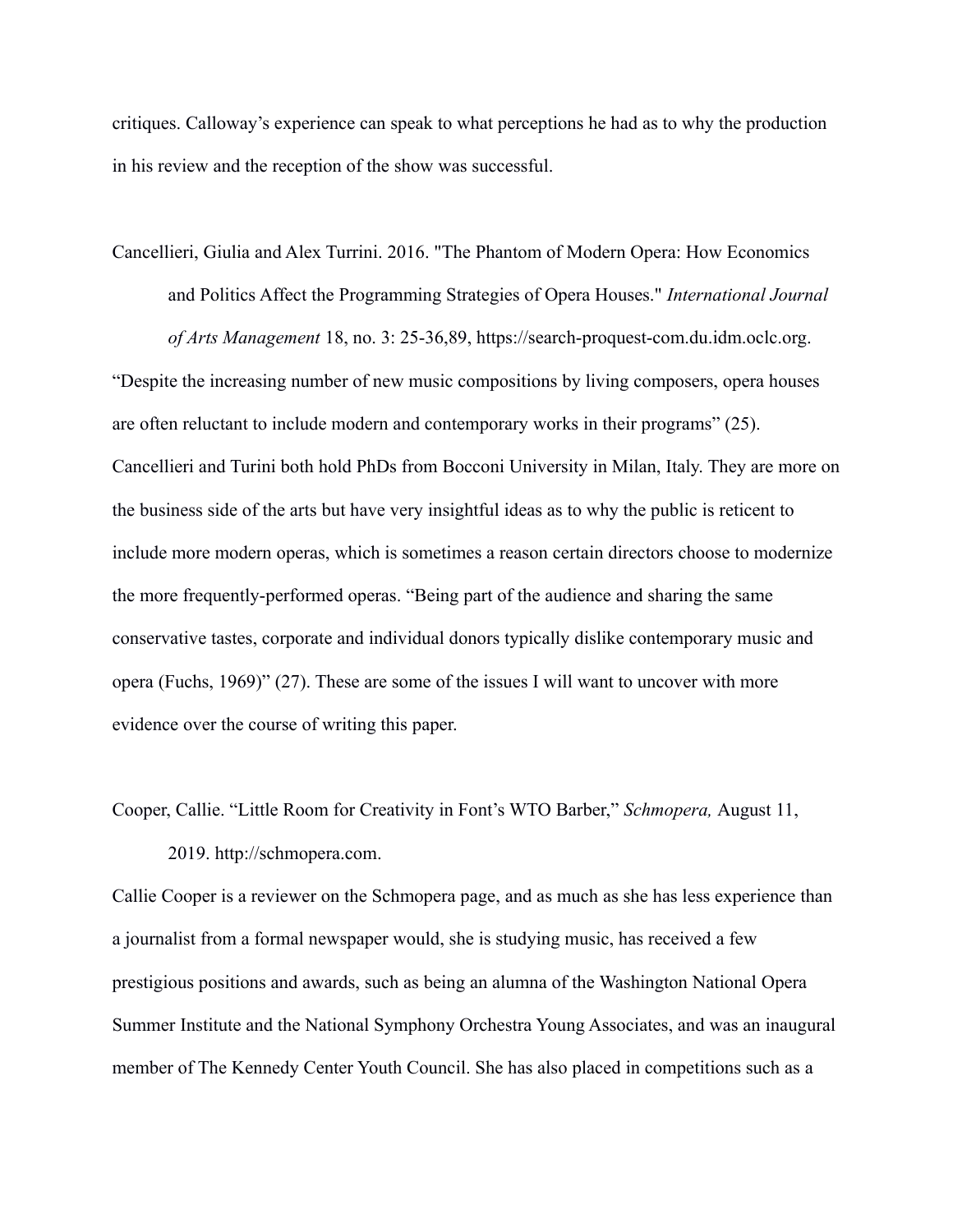critiques. Calloway's experience can speak to what perceptions he had as to why the production in his review and the reception of the show was successful.

Cancellieri, Giulia and Alex Turrini. 2016. "The Phantom of Modern Opera: How Economics and Politics Affect the Programming Strategies of Opera Houses." *International Journal of Arts Management* 18, no. 3: 25-36,89, https://search-proquest-com.du.idm.oclc.org.

"Despite the increasing number of new music compositions by living composers, opera houses are often reluctant to include modern and contemporary works in their programs" (25). Cancellieri and Turini both hold PhDs from Bocconi University in Milan, Italy. They are more on the business side of the arts but have very insightful ideas as to why the public is reticent to include more modern operas, which is sometimes a reason certain directors choose to modernize the more frequently-performed operas. "Being part of the audience and sharing the same conservative tastes, corporate and individual donors typically dislike contemporary music and opera (Fuchs, 1969)" (27). These are some of the issues I will want to uncover with more evidence over the course of writing this paper.

Cooper, Callie. "Little Room for Creativity in Font's WTO Barber," *Schmopera,* August 11, 2019. http://schmopera.com.

Callie Cooper is a reviewer on the Schmopera page, and as much as she has less experience than a journalist from a formal newspaper would, she is studying music, has received a few prestigious positions and awards, such as being an alumna of the Washington National Opera Summer Institute and the National Symphony Orchestra Young Associates, and was an inaugural member of The Kennedy Center Youth Council. She has also placed in competitions such as a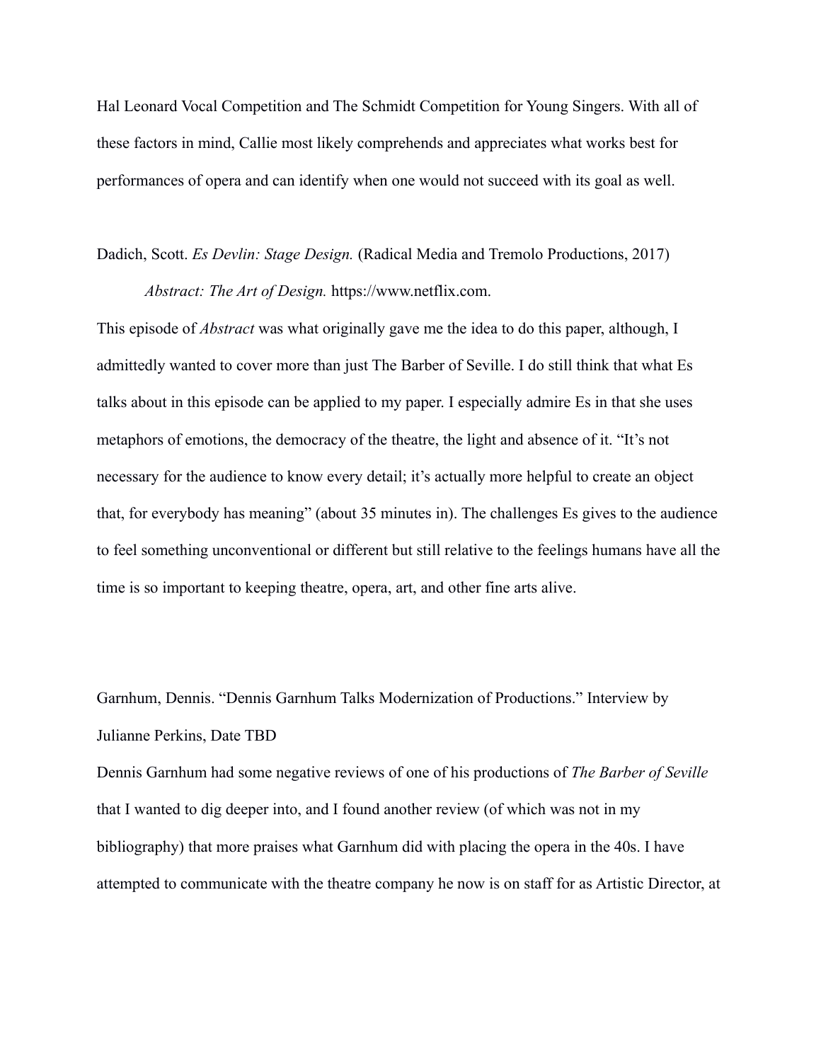Hal Leonard Vocal Competition and The Schmidt Competition for Young Singers. With all of these factors in mind, Callie most likely comprehends and appreciates what works best for performances of opera and can identify when one would not succeed with its goal as well.

Dadich, Scott. *Es Devlin: Stage Design.* (Radical Media and Tremolo Productions, 2017)
*Abstract: The Art of Design.* https://www.netflix.com.

This episode of *Abstract* was what originally gave me the idea to do this paper, although, I admittedly wanted to cover more than just The Barber of Seville. I do still think that what Es talks about in this episode can be applied to my paper. I especially admire Es in that she uses metaphors of emotions, the democracy of the theatre, the light and absence of it. "It's not necessary for the audience to know every detail; it's actually more helpful to create an object that, for everybody has meaning" (about 35 minutes in). The challenges Es gives to the audience to feel something unconventional or different but still relative to the feelings humans have all the time is so important to keeping theatre, opera, art, and other fine arts alive.

Garnhum, Dennis. "Dennis Garnhum Talks Modernization of Productions." Interview by Julianne Perkins, Date TBD

Dennis Garnhum had some negative reviews of one of his productions of *The Barber of Seville* that I wanted to dig deeper into, and I found another review (of which was not in my bibliography) that more praises what Garnhum did with placing the opera in the 40s. I have attempted to communicate with the theatre company he now is on staff for as Artistic Director, at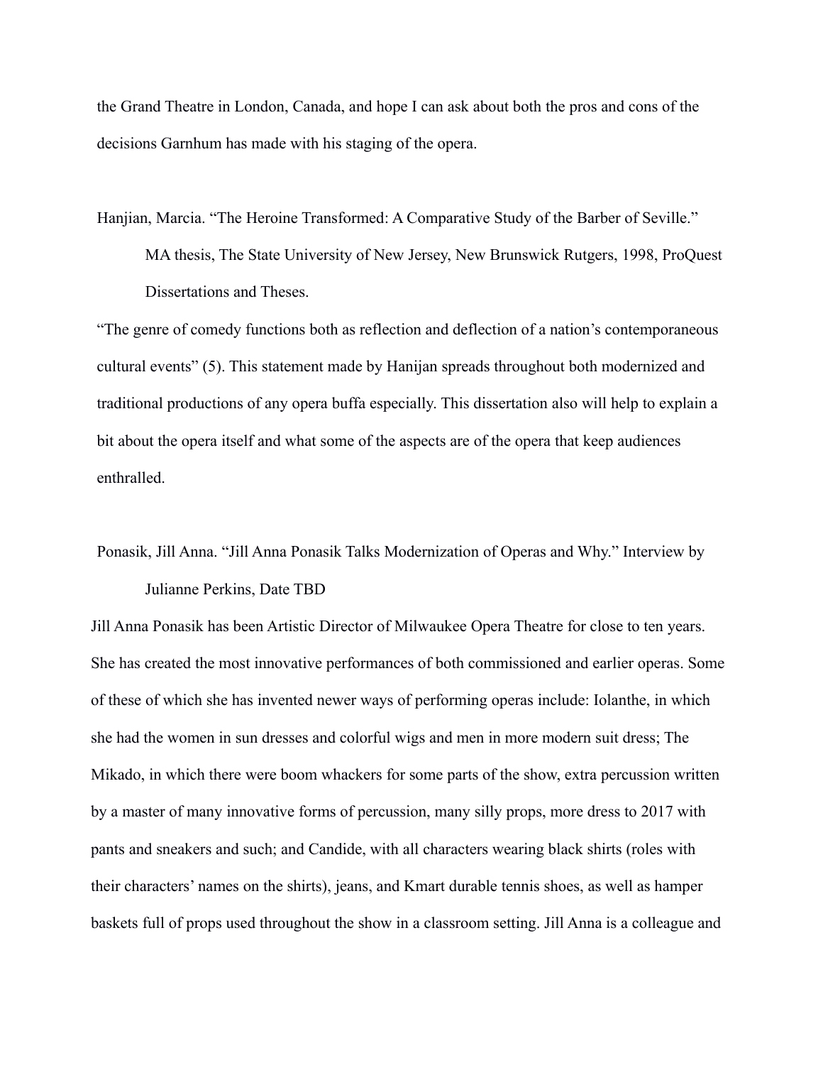the Grand Theatre in London, Canada, and hope I can ask about both the pros and cons of the decisions Garnhum has made with his staging of the opera.

Hanjian, Marcia. "The Heroine Transformed: A Comparative Study of the Barber of Seville." MA thesis, The State University of New Jersey, New Brunswick Rutgers, 1998, ProQuest Dissertations and Theses.

"The genre of comedy functions both as reflection and deflection of a nation's contemporaneous cultural events" (5). This statement made by Hanijan spreads throughout both modernized and traditional productions of any opera buffa especially. This dissertation also will help to explain a bit about the opera itself and what some of the aspects are of the opera that keep audiences enthralled.

Ponasik, Jill Anna. "Jill Anna Ponasik Talks Modernization of Operas and Why." Interview by Julianne Perkins, Date TBD

Jill Anna Ponasik has been Artistic Director of Milwaukee Opera Theatre for close to ten years. She has created the most innovative performances of both commissioned and earlier operas. Some of these of which she has invented newer ways of performing operas include: Iolanthe, in which she had the women in sun dresses and colorful wigs and men in more modern suit dress; The Mikado, in which there were boom whackers for some parts of the show, extra percussion written by a master of many innovative forms of percussion, many silly props, more dress to 2017 with pants and sneakers and such; and Candide, with all characters wearing black shirts (roles with their characters' names on the shirts), jeans, and Kmart durable tennis shoes, as well as hamper baskets full of props used throughout the show in a classroom setting. Jill Anna is a colleague and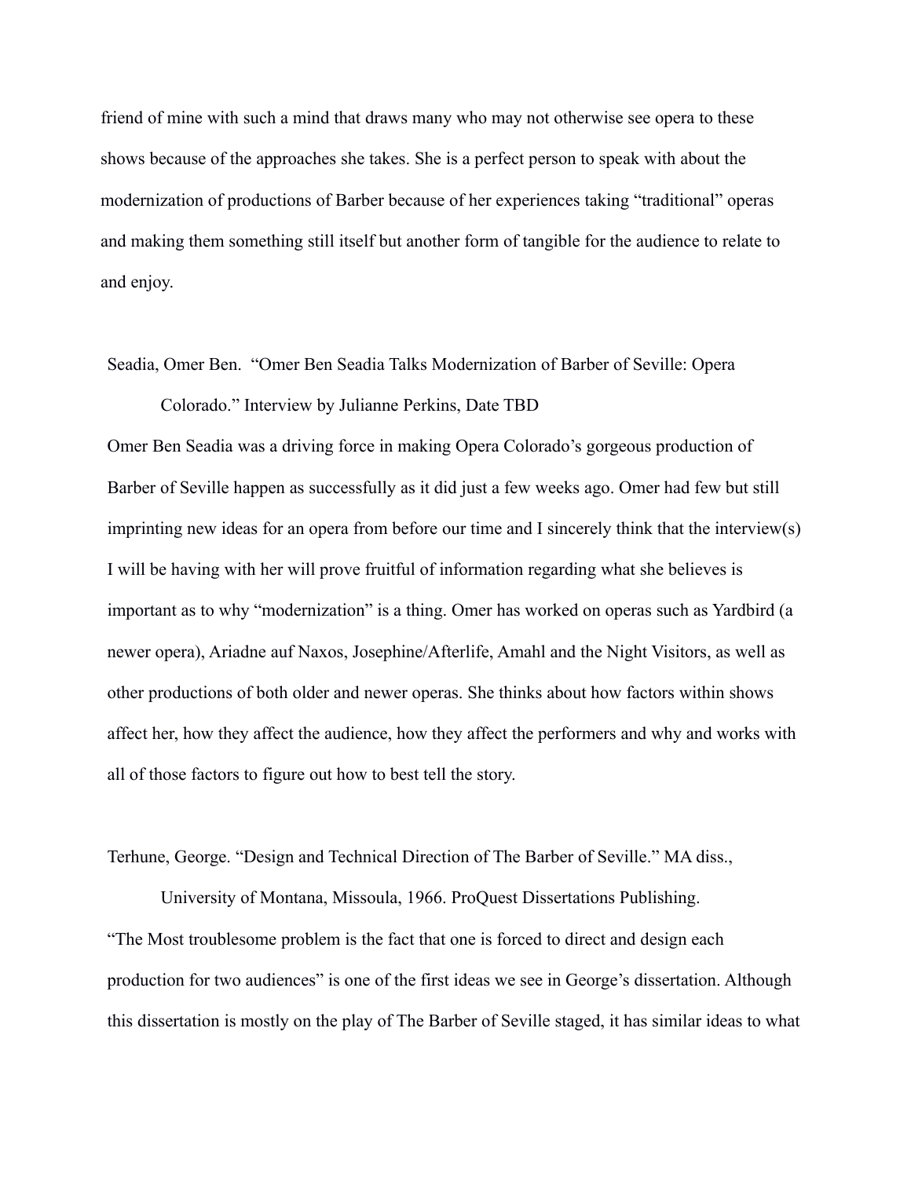friend of mine with such a mind that draws many who may not otherwise see opera to these shows because of the approaches she takes. She is a perfect person to speak with about the modernization of productions of Barber because of her experiences taking "traditional" operas and making them something still itself but another form of tangible for the audience to relate to and enjoy.

Seadia, Omer Ben. "Omer Ben Seadia Talks Modernization of Barber of Seville: Opera Colorado." Interview by Julianne Perkins, Date TBD

Omer Ben Seadia was a driving force in making Opera Colorado's gorgeous production of Barber of Seville happen as successfully as it did just a few weeks ago. Omer had few but still imprinting new ideas for an opera from before our time and I sincerely think that the interview(s) I will be having with her will prove fruitful of information regarding what she believes is important as to why "modernization" is a thing. Omer has worked on operas such as Yardbird (a newer opera), Ariadne auf Naxos, Josephine/Afterlife, Amahl and the Night Visitors, as well as other productions of both older and newer operas. She thinks about how factors within shows affect her, how they affect the audience, how they affect the performers and why and works with all of those factors to figure out how to best tell the story.

Terhune, George. "Design and Technical Direction of The Barber of Seville." MA diss., University of Montana, Missoula, 1966. ProQuest Dissertations Publishing.

"The Most troublesome problem is the fact that one is forced to direct and design each production for two audiences" is one of the first ideas we see in George's dissertation. Although this dissertation is mostly on the play of The Barber of Seville staged, it has similar ideas to what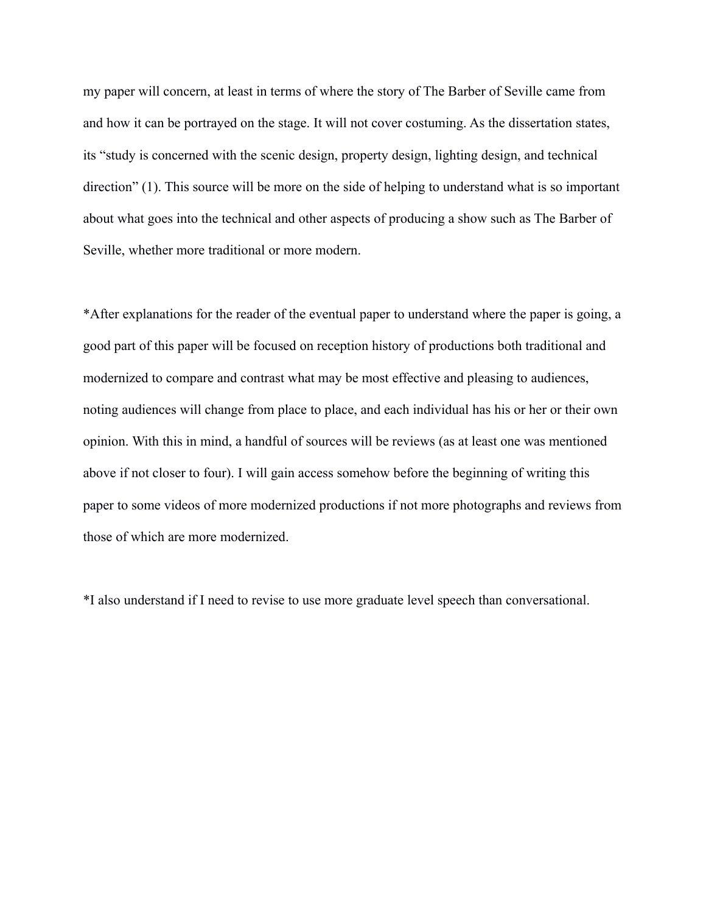my paper will concern, at least in terms of where the story of The Barber of Seville came from and how it can be portrayed on the stage. It will not cover costuming. As the dissertation states, its "study is concerned with the scenic design, property design, lighting design, and technical direction" (1). This source will be more on the side of helping to understand what is so important about what goes into the technical and other aspects of producing a show such as The Barber of Seville, whether more traditional or more modern.

*After explanations for the reader of the eventual paper to understand where the paper is going, a good part of this paper will be focused on reception history of productions both traditional and modernized to compare and contrast what may be most effective and pleasing to audiences, noting audiences will change from place to place, and each individual has his or her or their own opinion. With this in mind, a handful of sources will be reviews (as at least one was mentioned above if not closer to four). I will gain access somehow before the beginning of writing this paper to some videos of more modernized productions if not more photographs and reviews from those of which are more modernized.

*I also understand if I need to revise to use more graduate level speech than conversational.